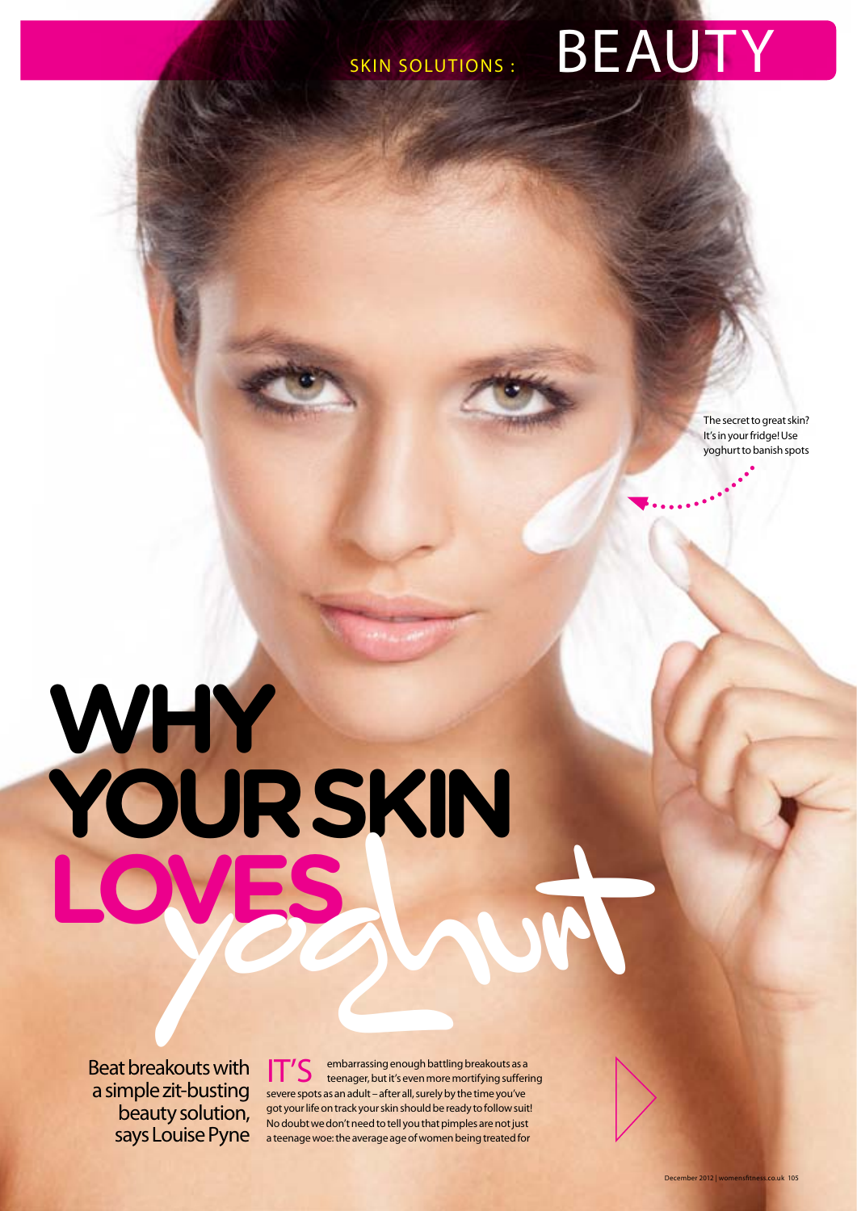SKIN SOLUTIONS : BEAUTY

The secret to great skin? It's in your fridge! Use yoghurt to banish spots

# WHY YOUR SKIN LOVES yoghurt

Beat breakouts with a simple zit-busting beauty solution, says Louise Pyne

IT'S embarrassing enough battling breakouts as a teenager, but it's even more mortifying suffering severe spots as an adult – after all, surely by the time you've got your life on track your skin should be ready to follow suit! No doubt we don't need to tell you that pimples are not just a teenage woe: the average age of women being treated for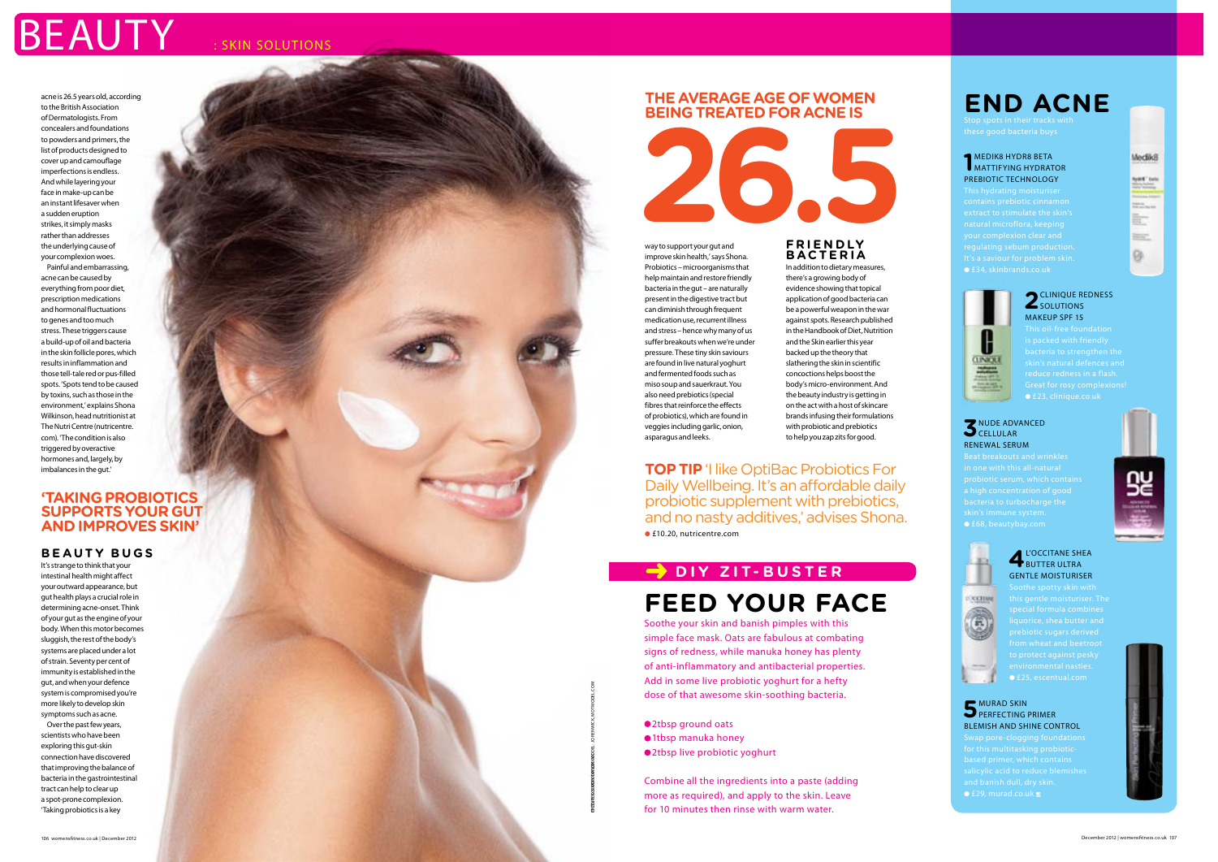# BEAUTY

: SKIN SOLUTIONS

acne is 26.5 years old, according to the British Association of Dermatologists. From concealers and foundations to powders and primers, the list of products designed to cover up and camouflage imperfections is endless. And while layering your face in make-up can be an instant lifesaver when a sudden eruption strikes, it simply masks rather than addresses the underlying cause of your complexion woes.

Painful and embarrassing, acne can be caused by everything from poor diet, prescription medications and hormonal fluctuations to genes and too much stress. These triggers cause a build-up of oil and bacteria in the skin follicle pores, which results in inflammation and those tell-tale red or pus-filled spots. 'Spots tend to be caused by toxins, such as those in the environment,' explains Shona Wilkinson, head nutritionist at The Nutri Centre (nutricentre.com). 'The condition is also triggered by overactive hormones and, largely, by imbalances in the gut.'

## 'TAKING PROBIOTICS SUPPORTS YOUR GUT AND IMPROVES SKIN'

### BEAUTY BUGS

It's strange to think that your intestinal health might affect your outward appearance, but gut health plays a crucial role in determining acne-onset. Think of your gut as the engine of your body. When this motor becomes sluggish, the rest of the body's systems are placed under a lot of strain. Seventy per cent of immunity is established in the gut, and when your defence system is compromised you're more likely to develop skin symptoms such as acne.

Over the past few years, scientists who have been exploring this gut-skin connection have discovered that improving the balance of bacteria in the gastrointestinal tract can help to clear up a spot-prone complexion. 'Taking probiotics is a key way to support your gut and improve skin health,' says Shona. Probiotics – microorganisms that help maintain and restore friendly bacteria in the gut – are naturally present in the digestive tract but can diminish through frequent medication use, recurrent illness and stress – hence why many of us suffer breakouts when we're under pressure. These tiny skin saviours are found in live natural yoghurt and fermented foods such as miso soup and sauerkraut. You also need prebiotics (special fibres that reinforce the effects of probiotics), which are found in veggies including garlic, onion, asparagus and leeks.

## THE AVERAGE AGE OF WOMEN BEING TREATED FOR ACNE IS

# 26.5

### FRIENDLY BACTERIA

In addition to dietary measures, there's a growing body of evidence showing that topical application of good bacteria can be a powerful weapon in the war against spots. Research published in the Handbook of Diet, Nutrition and the Skin earlier this year backed up the theory that slathering the skin in scientific concoctions helps boost the body's micro-environment. And the beauty industry is getting in on the act with a host of skincare brands infusing their formulations with probiotic and prebiotics to help you zap zits for good.

**TOP TIP** 'I like OptiBac Probiotics For Daily Wellbeing. It's an affordable daily probiotic supplement with prebiotics, and no nasty additives,' advises Shona.

● £10.20, nutricentre.com

### DIY ZIT-BUSTER

## FEED YOUR FACE

Soothe your skin and banish pimples with this simple face mask. Oats are fabulous at combating signs of redness, while manuka honey has plenty of anti-inflammatory and antibacterial properties. Add in some live probiotic yoghurt for a hefty dose of that awesome skin-soothing bacteria.

- 2tbsp ground oats
- 1tbsp manuka honey
- 2tbsp live probiotic yoghurt

Combine all the ingredients into a paste (adding more as required), and apply to the skin. Leave for 10 minutes then rinse with warm water.

## END ACNE

Stop spots in their tracks with these good bacteria buys

**1 MEDIK8 HYDR8 BETA MATTIFYING HYDRATOR PREBIOTIC TECHNOLOGY**
This hydrating moisturiser contains prebiotic cinnamon extract to stimulate the skin's natural microflora, keeping your complexion clear and regulating sebum production. It's a saviour for problem skin.
● £34, skinbrands.co.uk

**2 CLINIQUE REDNESS SOLUTIONS MAKEUP SPF 15**
This oil-free foundation is packed with friendly bacteria to strengthen the skin's natural defences and reduce redness in a flash. Great for rosy complexions!
● £23, clinique.co.uk

**3 NUDE ADVANCED CELLULAR RENEWAL SERUM**
Beat breakouts and wrinkles in one with this all-natural probiotic serum, which contains a high concentration of good bacteria to turbocharge the skin's immune system.
● £68, beautybay.com

**4 L'OCCITANE SHEA BUTTER ULTRA GENTLE MOISTURISER**
Soothe spotty skin with this gentle moisturiser. The special formula combines liquorice, shea butter and prebiotic sugars derived from wheat and beetroot to protect against pesky environmental nasties.
● £25, escentual.com

**5 MURAD SKIN PERFECTING PRIMER BLEMISH AND SHINE CONTROL**
Swap pore-clogging foundations for this multitasking probiotic-based primer, which contains salicylic acid to reduce blemishes and banish dull, dry skin.
● £29, murad.co.uk